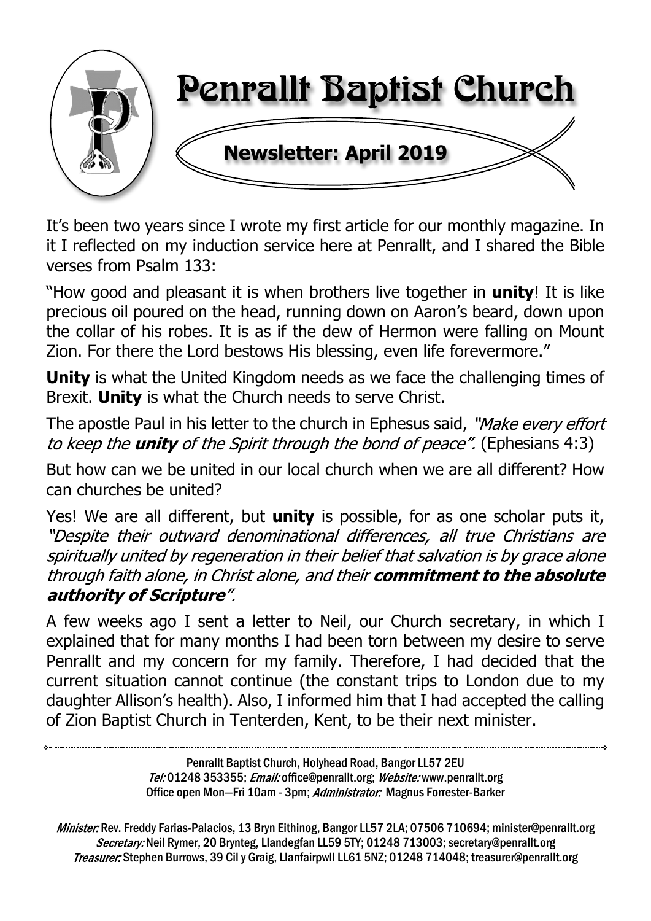# Penrallt Baptist Church

## Newsletter: April 2019

It's been two years since I wrote my first article for our monthly magazine. In it I reflected on my induction service here at Penrallt, and I shared the Bible verses from Psalm 133:

"How good and pleasant it is when brothers live together in **unity**! It is like precious oil poured on the head, running down on Aaron's beard, down upon the collar of his robes. It is as if the dew of Hermon were falling on Mount Zion. For there the Lord bestows His blessing, even life forevermore."

**Unity** is what the United Kingdom needs as we face the challenging times of Brexit. **Unity** is what the Church needs to serve Christ.

The apostle Paul in his letter to the church in Ephesus said, *"Make every effort to keep the **unity** of the Spirit through the bond of peace".* (Ephesians 4:3)

But how can we be united in our local church when we are all different? How can churches be united?

Yes! We are all different, but **unity** is possible, for as one scholar puts it, *"Despite their outward denominational differences, all true Christians are spiritually united by regeneration in their belief that salvation is by grace alone through faith alone, in Christ alone, and their **commitment to the absolute authority of Scripture**".*

A few weeks ago I sent a letter to Neil, our Church secretary, in which I explained that for many months I had been torn between my desire to serve Penrallt and my concern for my family. Therefore, I had decided that the current situation cannot continue (the constant trips to London due to my daughter Allison's health). Also, I informed him that I had accepted the calling of Zion Baptist Church in Tenterden, Kent, to be their next minister.

---

Penrallt Baptist Church, Holyhead Road, Bangor LL57 2EU
*Tel:* 01248 353355; *Email:* office@penrallt.org; *Website:* www.penrallt.org
Office open Mon—Fri 10am - 3pm; *Administrator:* Magnus Forrester-Barker

*Minister:* Rev. Freddy Farias-Palacios, 13 Bryn Eithinog, Bangor LL57 2LA; 07506 710694; minister@penrallt.org
*Secretary:* Neil Rymer, 20 Brynteg, Llandegfan LL59 5TY; 01248 713003; secretary@penrallt.org
*Treasurer:* Stephen Burrows, 39 Cil y Graig, Llanfairpwll LL61 5NZ; 01248 714048; treasurer@penrallt.org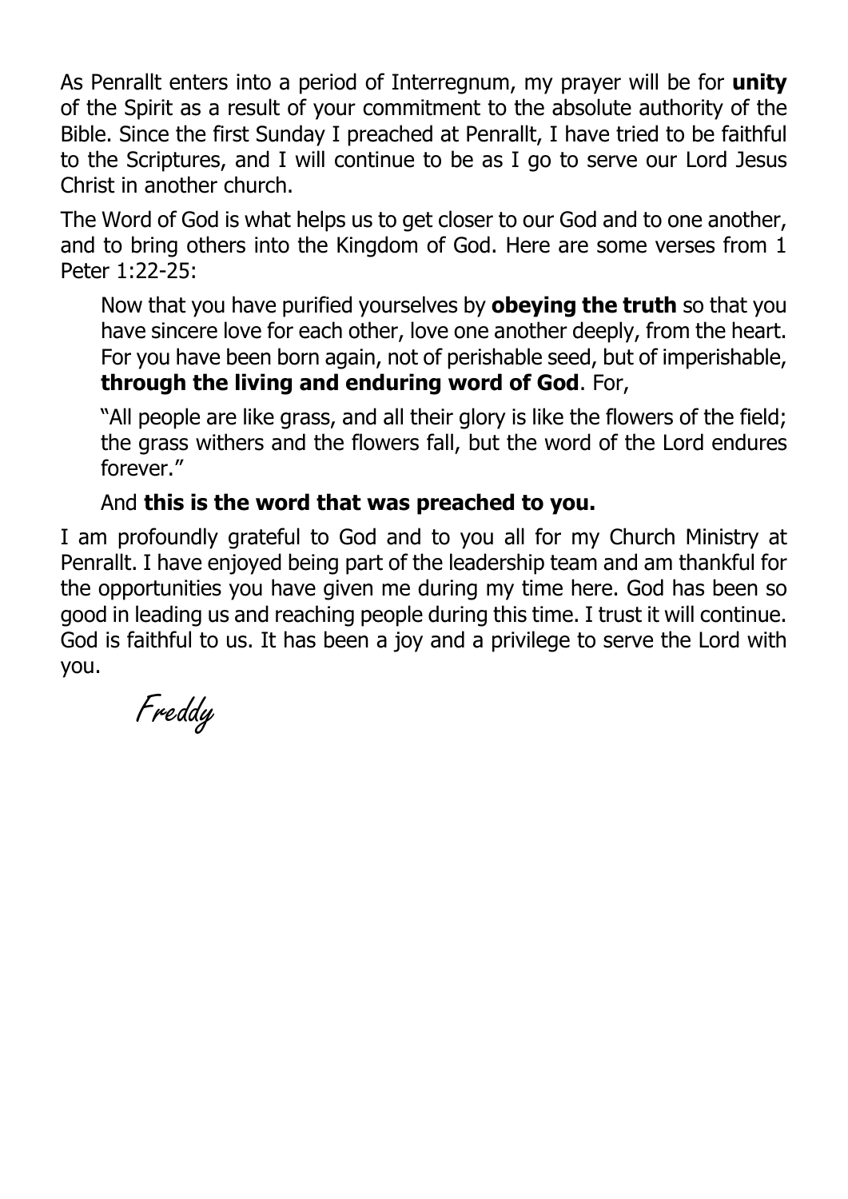As Penrallt enters into a period of Interregnum, my prayer will be for **unity** of the Spirit as a result of your commitment to the absolute authority of the Bible. Since the first Sunday I preached at Penrallt, I have tried to be faithful to the Scriptures, and I will continue to be as I go to serve our Lord Jesus Christ in another church.

The Word of God is what helps us to get closer to our God and to one another, and to bring others into the Kingdom of God. Here are some verses from 1 Peter 1:22-25:

> Now that you have purified yourselves by **obeying the truth** so that you have sincere love for each other, love one another deeply, from the heart. For you have been born again, not of perishable seed, but of imperishable, **through the living and enduring word of God**. For,
>
> "All people are like grass, and all their glory is like the flowers of the field; the grass withers and the flowers fall, but the word of the Lord endures forever."
>
> And **this is the word that was preached to you.**

I am profoundly grateful to God and to you all for my Church Ministry at Penrallt. I have enjoyed being part of the leadership team and am thankful for the opportunities you have given me during my time here. God has been so good in leading us and reaching people during this time. I trust it will continue. God is faithful to us. It has been a joy and a privilege to serve the Lord with you.

*Freddy*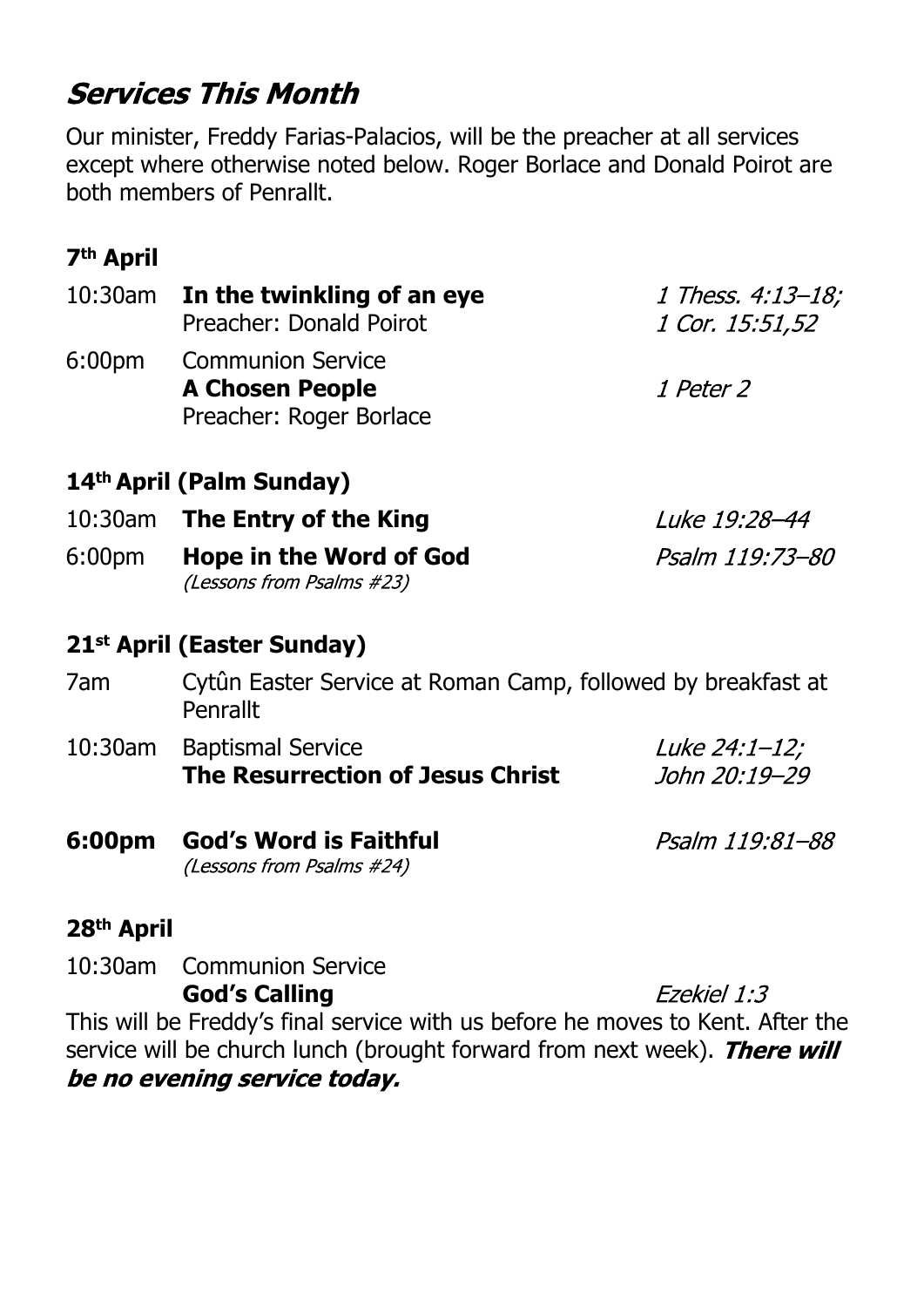## *Services This Month*

Our minister, Freddy Farias-Palacios, will be the preacher at all services except where otherwise noted below. Roger Borlace and Donald Poirot are both members of Penrallt.

### 7th April

10:30am **In the twinkling of an eye** — *1 Thess. 4:13–18; 1 Cor. 15:51,52*
Preacher: Donald Poirot

6:00pm Communion Service
**A Chosen People** — *1 Peter 2*
Preacher: Roger Borlace

### 14th April (Palm Sunday)

10:30am **The Entry of the King** — *Luke 19:28–44*

6:00pm **Hope in the Word of God** — *Psalm 119:73–80*
*(Lessons from Psalms #23)*

### 21st April (Easter Sunday)

7am Cytûn Easter Service at Roman Camp, followed by breakfast at Penrallt

10:30am Baptismal Service
**The Resurrection of Jesus Christ** — *Luke 24:1–12; John 20:19–29*

**6:00pm God's Word is Faithful** — *Psalm 119:81–88*
*(Lessons from Psalms #24)*

### 28th April

10:30am Communion Service
**God's Calling** — *Ezekiel 1:3*

This will be Freddy's final service with us before he moves to Kent. After the service will be church lunch (brought forward from next week). ***There will be no evening service today.***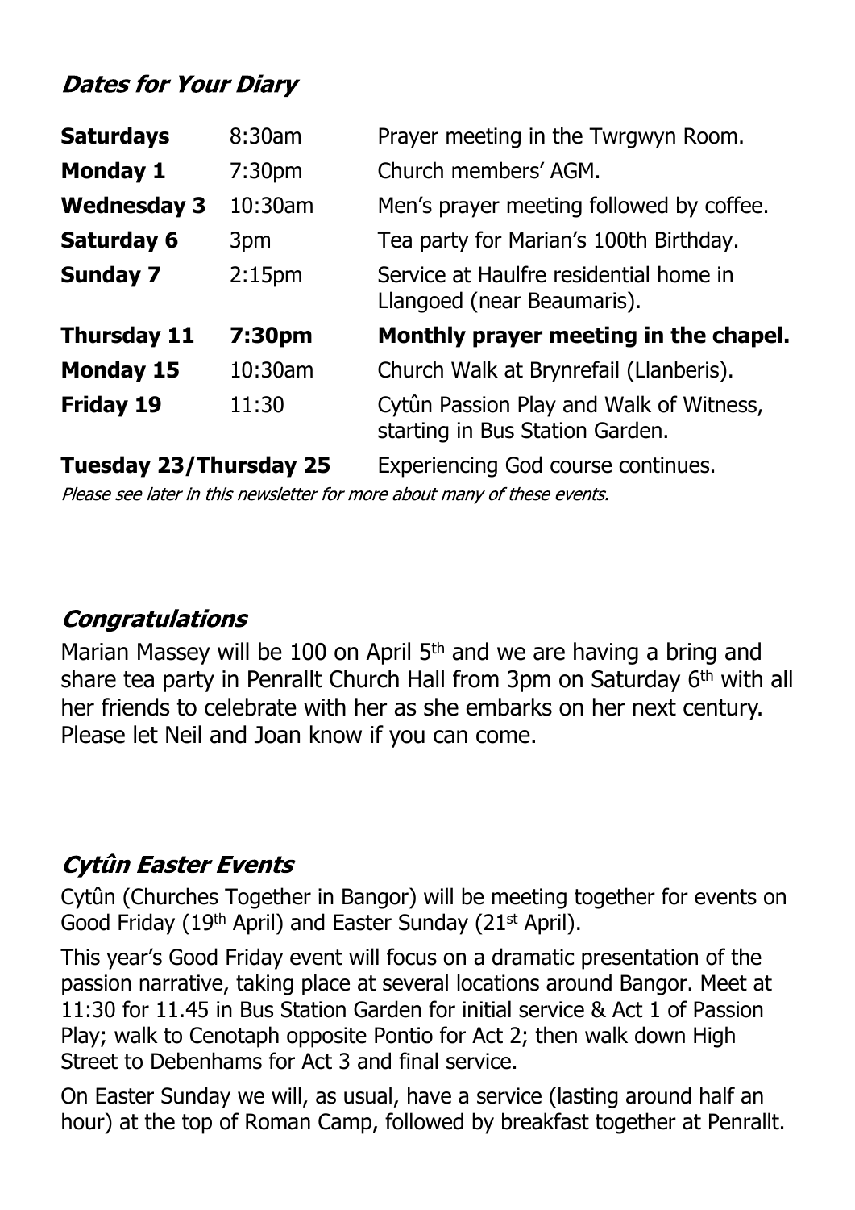## *Dates for Your Diary*

| | | |
|---|---|---|
| **Saturdays** | 8:30am | Prayer meeting in the Twrgwyn Room. |
| **Monday 1** | 7:30pm | Church members' AGM. |
| **Wednesday 3** | 10:30am | Men's prayer meeting followed by coffee. |
| **Saturday 6** | 3pm | Tea party for Marian's 100th Birthday. |
| **Sunday 7** | 2:15pm | Service at Haulfre residential home in Llangoed (near Beaumaris). |
| **Thursday 11** | **7:30pm** | **Monthly prayer meeting in the chapel.** |
| **Monday 15** | 10:30am | Church Walk at Brynrefail (Llanberis). |
| **Friday 19** | 11:30 | Cytûn Passion Play and Walk of Witness, starting in Bus Station Garden. |
| **Tuesday 23/Thursday 25** | | Experiencing God course continues. |

*Please see later in this newsletter for more about many of these events.*

## *Congratulations*

Marian Massey will be 100 on April 5th and we are having a bring and share tea party in Penrallt Church Hall from 3pm on Saturday 6th with all her friends to celebrate with her as she embarks on her next century. Please let Neil and Joan know if you can come.

## *Cytûn Easter Events*

Cytûn (Churches Together in Bangor) will be meeting together for events on Good Friday (19th April) and Easter Sunday (21st April).

This year's Good Friday event will focus on a dramatic presentation of the passion narrative, taking place at several locations around Bangor. Meet at 11:30 for 11.45 in Bus Station Garden for initial service & Act 1 of Passion Play; walk to Cenotaph opposite Pontio for Act 2; then walk down High Street to Debenhams for Act 3 and final service.

On Easter Sunday we will, as usual, have a service (lasting around half an hour) at the top of Roman Camp, followed by breakfast together at Penrallt.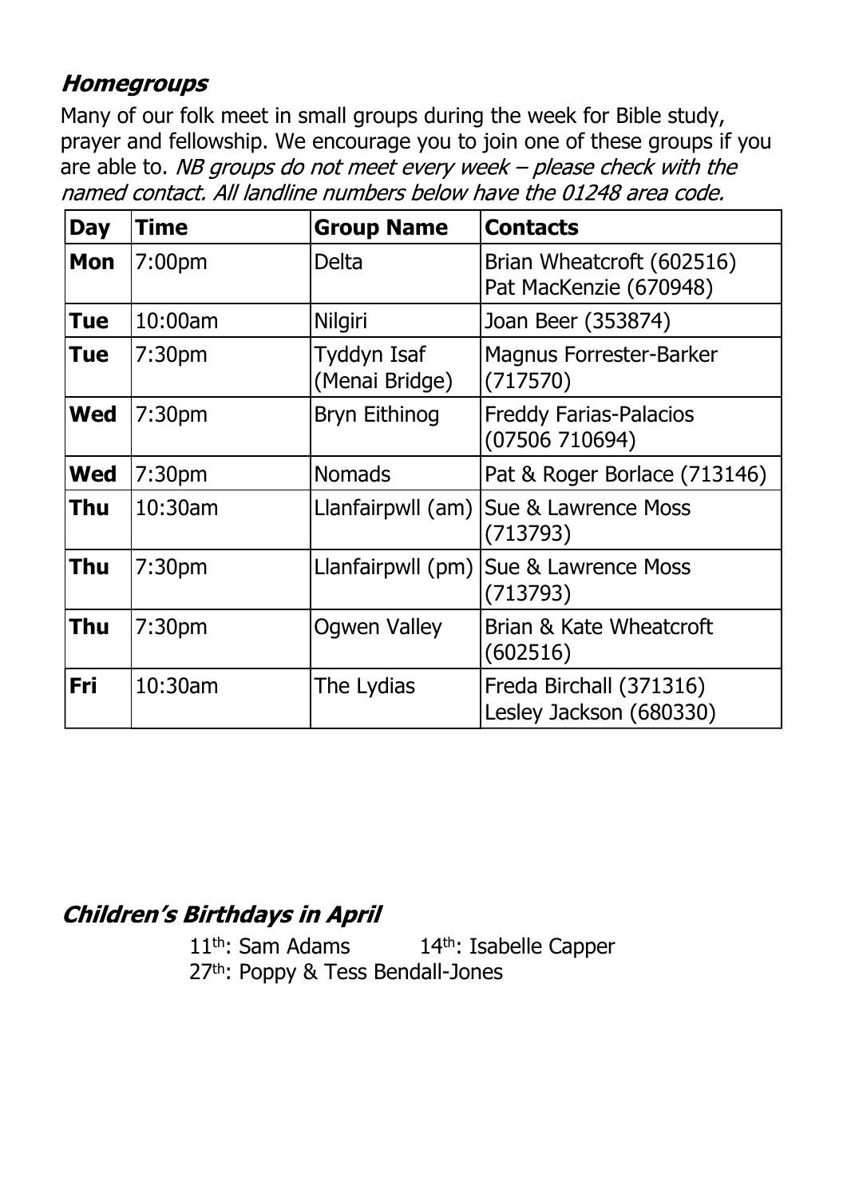## ***Homegroups***

Many of our folk meet in small groups during the week for Bible study, prayer and fellowship. We encourage you to join one of these groups if you are able to. *NB groups do not meet every week – please check with the named contact. All landline numbers below have the 01248 area code.*

| Day | Time | Group Name | Contacts |
|---|---|---|---|
| **Mon** | 7:00pm | Delta | Brian Wheatcroft (602516) Pat MacKenzie (670948) |
| **Tue** | 10:00am | Nilgiri | Joan Beer (353874) |
| **Tue** | 7:30pm | Tyddyn Isaf (Menai Bridge) | Magnus Forrester-Barker (717570) |
| **Wed** | 7:30pm | Bryn Eithinog | Freddy Farias-Palacios (07506 710694) |
| **Wed** | 7:30pm | Nomads | Pat & Roger Borlace (713146) |
| **Thu** | 10:30am | Llanfairpwll (am) | Sue & Lawrence Moss (713793) |
| **Thu** | 7:30pm | Llanfairpwll (pm) | Sue & Lawrence Moss (713793) |
| **Thu** | 7:30pm | Ogwen Valley | Brian & Kate Wheatcroft (602516) |
| **Fri** | 10:30am | The Lydias | Freda Birchall (371316) Lesley Jackson (680330) |

## ***Children's Birthdays in April***

11th: Sam Adams 14th: Isabelle Capper

27th: Poppy & Tess Bendall-Jones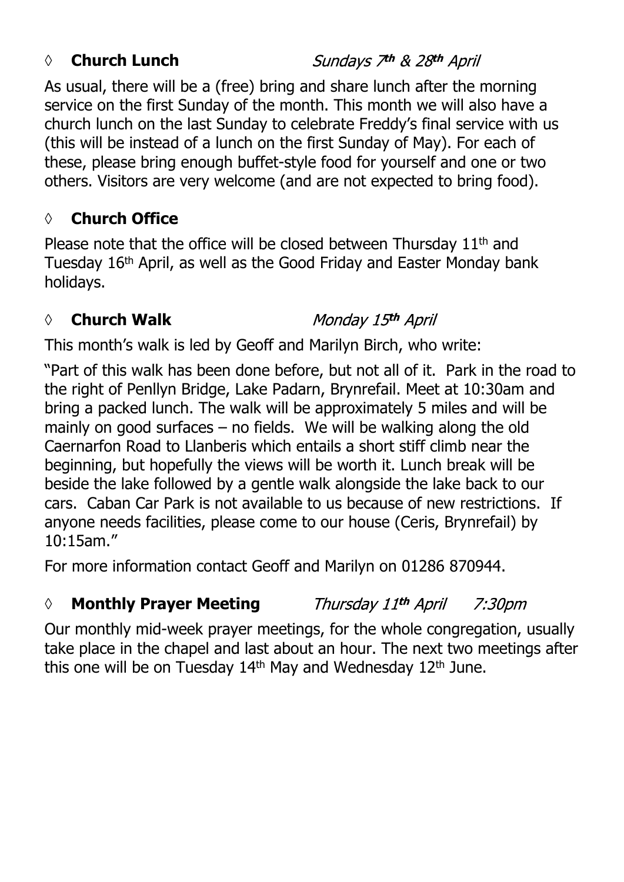◊ **Church Lunch** *Sundays 7th & 28th April*

As usual, there will be a (free) bring and share lunch after the morning service on the first Sunday of the month. This month we will also have a church lunch on the last Sunday to celebrate Freddy's final service with us (this will be instead of a lunch on the first Sunday of May). For each of these, please bring enough buffet-style food for yourself and one or two others. Visitors are very welcome (and are not expected to bring food).

◊ **Church Office**

Please note that the office will be closed between Thursday 11th and Tuesday 16th April, as well as the Good Friday and Easter Monday bank holidays.

◊ **Church Walk** *Monday 15th April*

This month's walk is led by Geoff and Marilyn Birch, who write:

"Part of this walk has been done before, but not all of it. Park in the road to the right of Penllyn Bridge, Lake Padarn, Brynrefail. Meet at 10:30am and bring a packed lunch. The walk will be approximately 5 miles and will be mainly on good surfaces – no fields. We will be walking along the old Caernarfon Road to Llanberis which entails a short stiff climb near the beginning, but hopefully the views will be worth it. Lunch break will be beside the lake followed by a gentle walk alongside the lake back to our cars. Caban Car Park is not available to us because of new restrictions. If anyone needs facilities, please come to our house (Ceris, Brynrefail) by 10:15am."

For more information contact Geoff and Marilyn on 01286 870944.

◊ **Monthly Prayer Meeting** *Thursday 11th April 7:30pm*

Our monthly mid-week prayer meetings, for the whole congregation, usually take place in the chapel and last about an hour. The next two meetings after this one will be on Tuesday 14th May and Wednesday 12th June.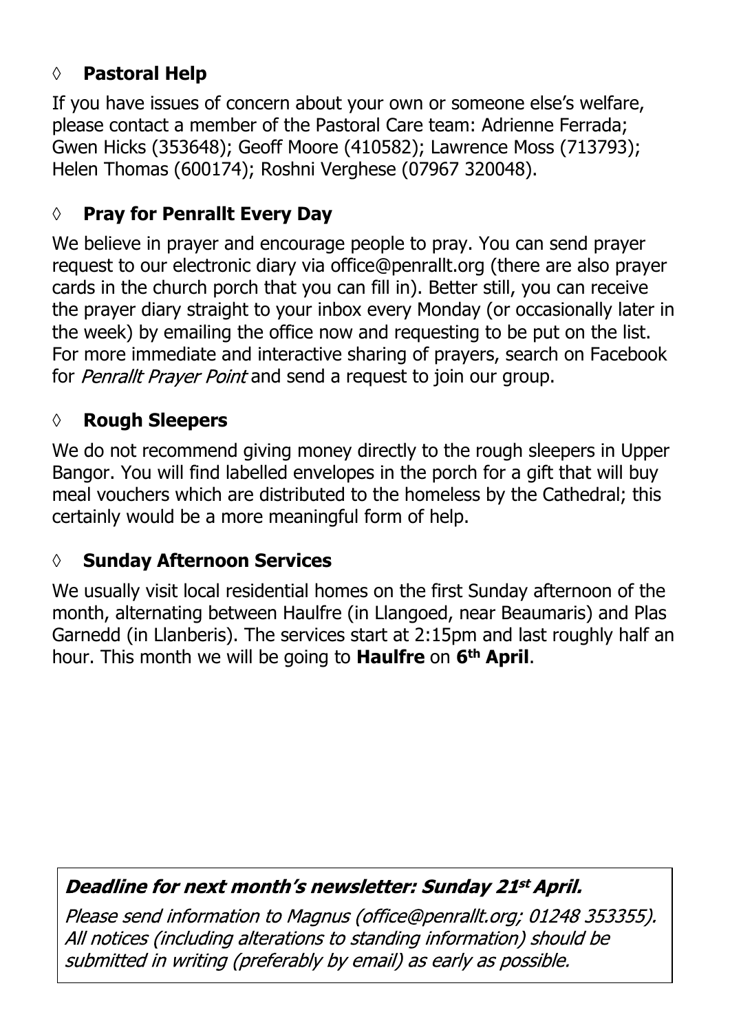### ◊ **Pastoral Help**

If you have issues of concern about your own or someone else's welfare, please contact a member of the Pastoral Care team: Adrienne Ferrada; Gwen Hicks (353648); Geoff Moore (410582); Lawrence Moss (713793); Helen Thomas (600174); Roshni Verghese (07967 320048).

### ◊ **Pray for Penrallt Every Day**

We believe in prayer and encourage people to pray. You can send prayer request to our electronic diary via office@penrallt.org (there are also prayer cards in the church porch that you can fill in). Better still, you can receive the prayer diary straight to your inbox every Monday (or occasionally later in the week) by emailing the office now and requesting to be put on the list. For more immediate and interactive sharing of prayers, search on Facebook for *Penrallt Prayer Point* and send a request to join our group.

### ◊ **Rough Sleepers**

We do not recommend giving money directly to the rough sleepers in Upper Bangor. You will find labelled envelopes in the porch for a gift that will buy meal vouchers which are distributed to the homeless by the Cathedral; this certainly would be a more meaningful form of help.

### ◊ **Sunday Afternoon Services**

We usually visit local residential homes on the first Sunday afternoon of the month, alternating between Haulfre (in Llangoed, near Beaumaris) and Plas Garnedd (in Llanberis). The services start at 2:15pm and last roughly half an hour. This month we will be going to **Haulfre** on **6th April**.

***Deadline for next month's newsletter: Sunday 21st April.***

*Please send information to Magnus (office@penrallt.org; 01248 353355). All notices (including alterations to standing information) should be submitted in writing (preferably by email) as early as possible.*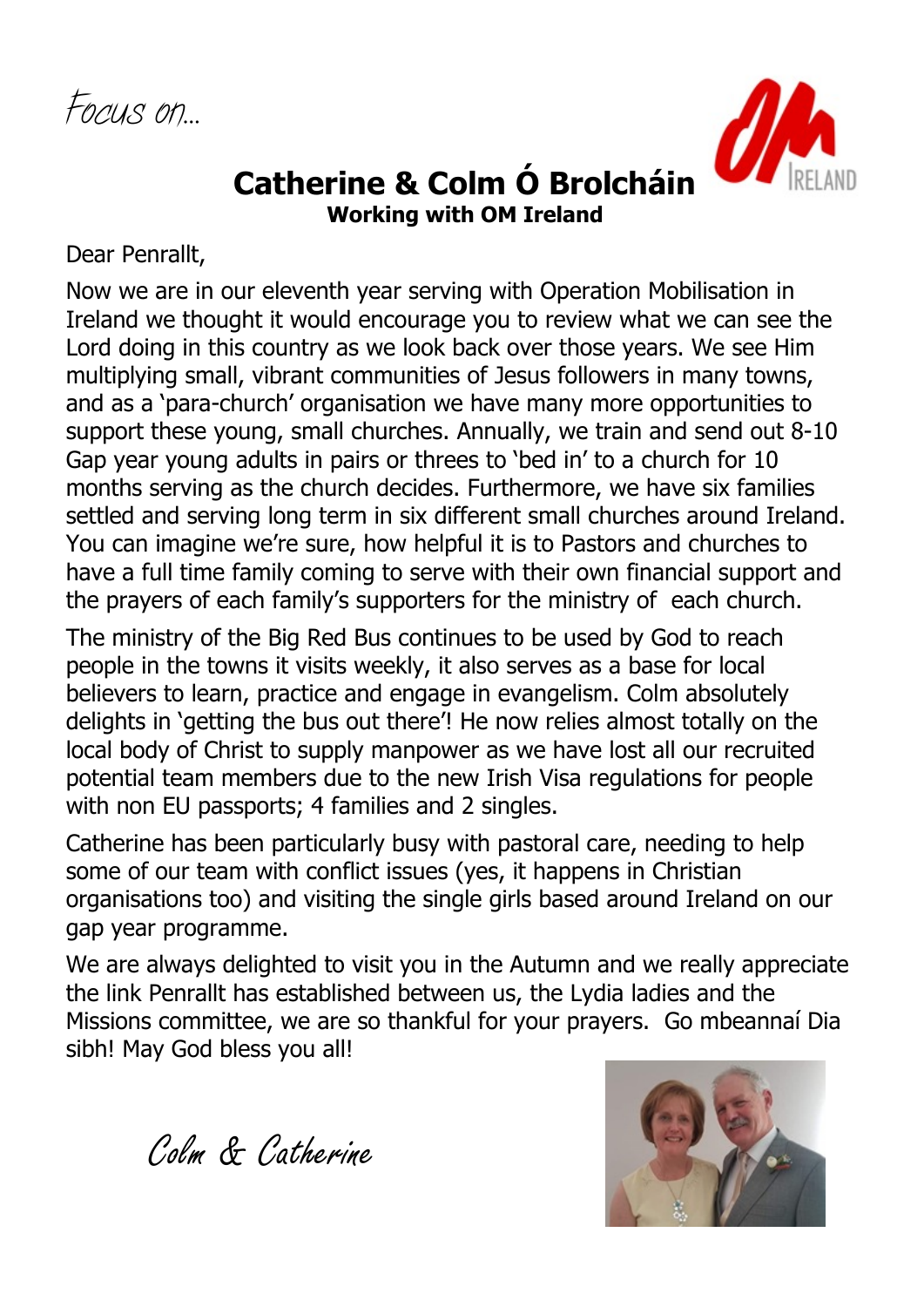*Focus on...*

# Catherine & Colm Ó Brolcháin

**Working with OM Ireland**

Dear Penrallt,

Now we are in our eleventh year serving with Operation Mobilisation in Ireland we thought it would encourage you to review what we can see the Lord doing in this country as we look back over those years. We see Him multiplying small, vibrant communities of Jesus followers in many towns, and as a 'para-church' organisation we have many more opportunities to support these young, small churches. Annually, we train and send out 8-10 Gap year young adults in pairs or threes to 'bed in' to a church for 10 months serving as the church decides. Furthermore, we have six families settled and serving long term in six different small churches around Ireland. You can imagine we're sure, how helpful it is to Pastors and churches to have a full time family coming to serve with their own financial support and the prayers of each family's supporters for the ministry of each church.

The ministry of the Big Red Bus continues to be used by God to reach people in the towns it visits weekly, it also serves as a base for local believers to learn, practice and engage in evangelism. Colm absolutely delights in 'getting the bus out there'! He now relies almost totally on the local body of Christ to supply manpower as we have lost all our recruited potential team members due to the new Irish Visa regulations for people with non EU passports; 4 families and 2 singles.

Catherine has been particularly busy with pastoral care, needing to help some of our team with conflict issues (yes, it happens in Christian organisations too) and visiting the single girls based around Ireland on our gap year programme.

We are always delighted to visit you in the Autumn and we really appreciate the link Penrallt has established between us, the Lydia ladies and the Missions committee, we are so thankful for your prayers. Go mbeannaí Dia sibh! May God bless you all!

*Colm & Catherine*